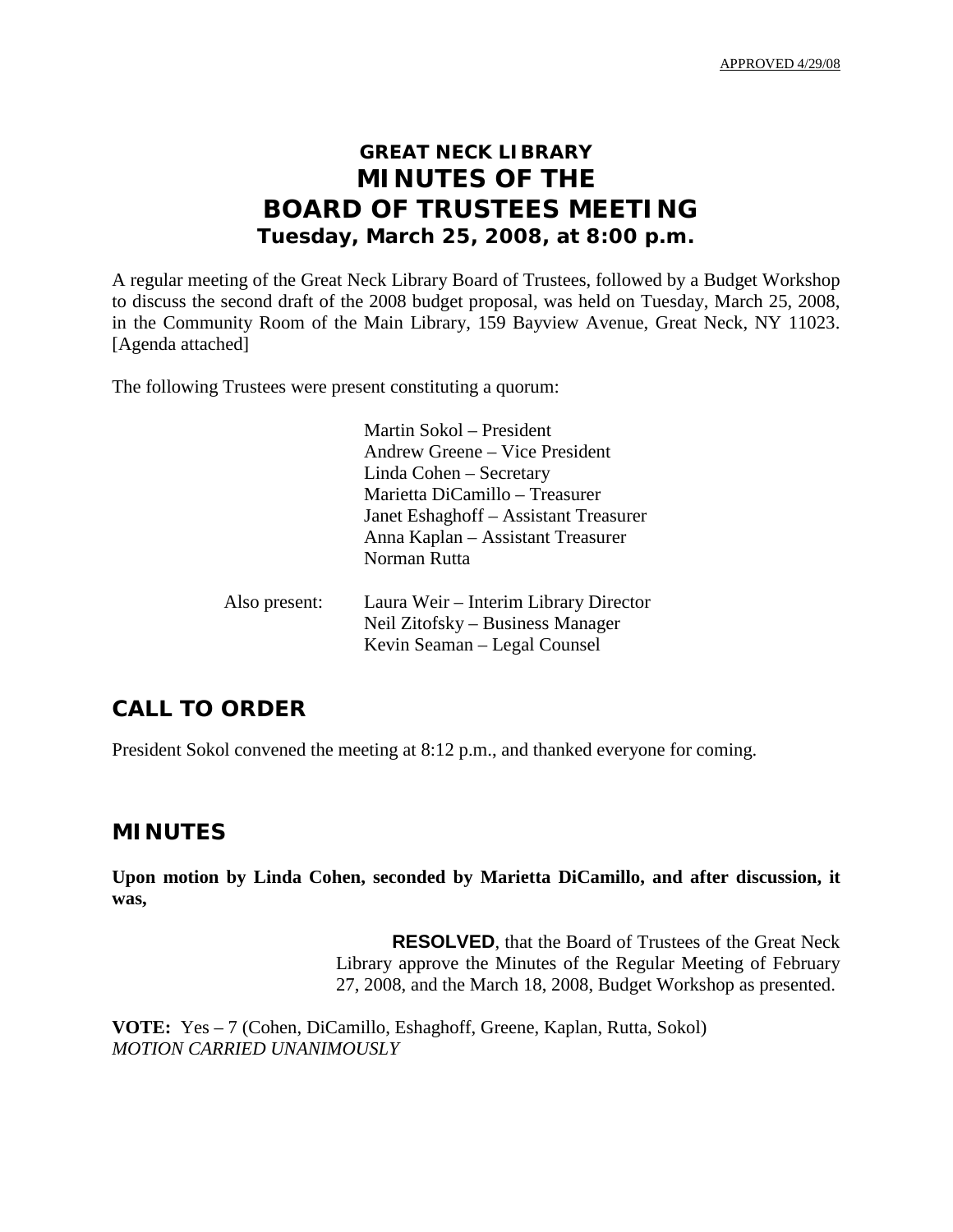APPROVED 4/29/08

# GREAT NECK LIBRARY
# MINUTES OF THE
# BOARD OF TRUSTEES MEETING
### Tuesday, March 25, 2008, at 8:00 p.m.

A regular meeting of the Great Neck Library Board of Trustees, followed by a Budget Workshop to discuss the second draft of the 2008 budget proposal, was held on Tuesday, March 25, 2008, in the Community Room of the Main Library, 159 Bayview Avenue, Great Neck, NY 11023. [Agenda attached]

The following Trustees were present constituting a quorum:

Martin Sokol – President
Andrew Greene – Vice President
Linda Cohen – Secretary
Marietta DiCamillo – Treasurer
Janet Eshaghoff – Assistant Treasurer
Anna Kaplan – Assistant Treasurer
Norman Rutta

Also present:
Laura Weir – Interim Library Director
Neil Zitofsky – Business Manager
Kevin Seaman – Legal Counsel

## CALL TO ORDER

President Sokol convened the meeting at 8:12 p.m., and thanked everyone for coming.

## MINUTES

**Upon motion by Linda Cohen, seconded by Marietta DiCamillo, and after discussion, it was,**

> **RESOLVED**, that the Board of Trustees of the Great Neck Library approve the Minutes of the Regular Meeting of February 27, 2008, and the March 18, 2008, Budget Workshop as presented.

**VOTE:** Yes – 7 (Cohen, DiCamillo, Eshaghoff, Greene, Kaplan, Rutta, Sokol)
*MOTION CARRIED UNANIMOUSLY*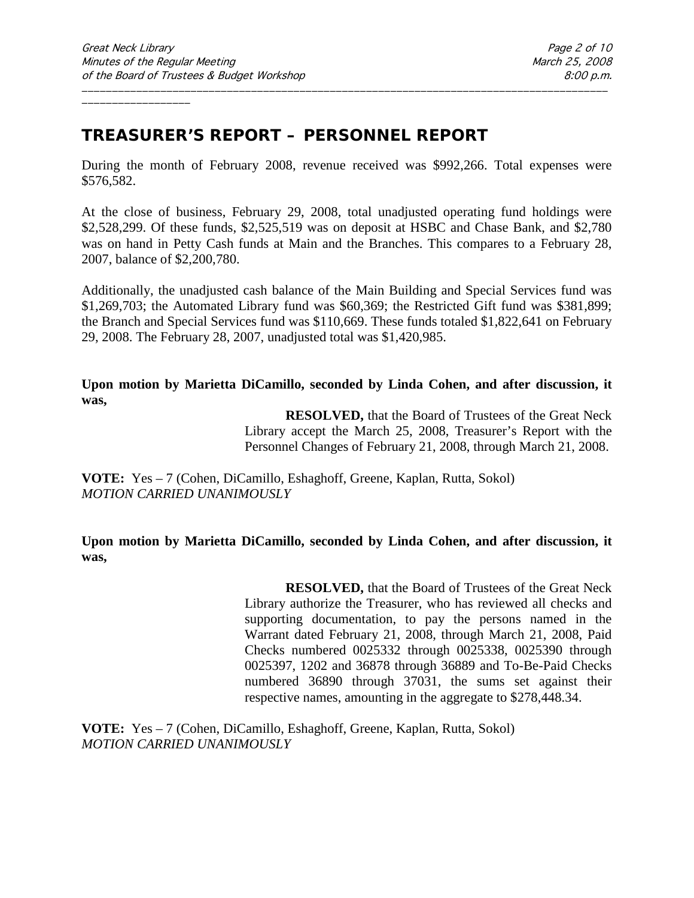## TREASURER'S REPORT – PERSONNEL REPORT

During the month of February 2008, revenue received was $992,266. Total expenses were $576,582.

At the close of business, February 29, 2008, total unadjusted operating fund holdings were $2,528,299. Of these funds, $2,525,519 was on deposit at HSBC and Chase Bank, and $2,780 was on hand in Petty Cash funds at Main and the Branches. This compares to a February 28, 2007, balance of $2,200,780.

Additionally, the unadjusted cash balance of the Main Building and Special Services fund was $1,269,703; the Automated Library fund was $60,369; the Restricted Gift fund was $381,899; the Branch and Special Services fund was $110,669. These funds totaled $1,822,641 on February 29, 2008. The February 28, 2007, unadjusted total was $1,420,985.

**Upon motion by Marietta DiCamillo, seconded by Linda Cohen, and after discussion, it was,**

> **RESOLVED,** that the Board of Trustees of the Great Neck Library accept the March 25, 2008, Treasurer's Report with the Personnel Changes of February 21, 2008, through March 21, 2008.

**VOTE:** Yes – 7 (Cohen, DiCamillo, Eshaghoff, Greene, Kaplan, Rutta, Sokol)
*MOTION CARRIED UNANIMOUSLY*

**Upon motion by Marietta DiCamillo, seconded by Linda Cohen, and after discussion, it was,**

> **RESOLVED,** that the Board of Trustees of the Great Neck Library authorize the Treasurer, who has reviewed all checks and supporting documentation, to pay the persons named in the Warrant dated February 21, 2008, through March 21, 2008, Paid Checks numbered 0025332 through 0025338, 0025390 through 0025397, 1202 and 36878 through 36889 and To-Be-Paid Checks numbered 36890 through 37031, the sums set against their respective names, amounting in the aggregate to $278,448.34.

**VOTE:** Yes – 7 (Cohen, DiCamillo, Eshaghoff, Greene, Kaplan, Rutta, Sokol)
*MOTION CARRIED UNANIMOUSLY*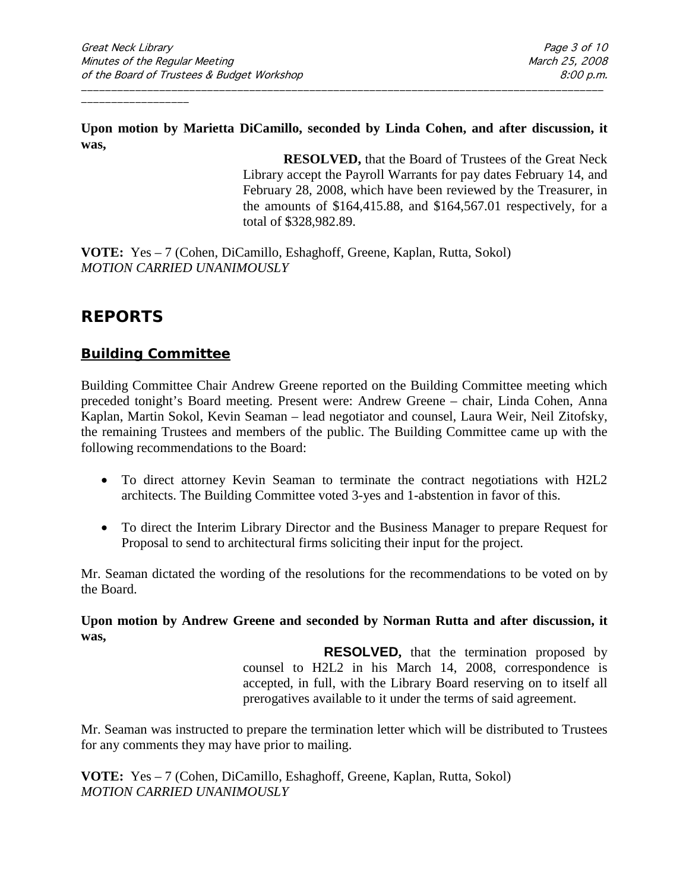**Upon motion by Marietta DiCamillo, seconded by Linda Cohen, and after discussion, it was,**

> **RESOLVED,** that the Board of Trustees of the Great Neck Library accept the Payroll Warrants for pay dates February 14, and February 28, 2008, which have been reviewed by the Treasurer, in the amounts of $164,415.88, and $164,567.01 respectively, for a total of $328,982.89.

**VOTE:** Yes – 7 (Cohen, DiCamillo, Eshaghoff, Greene, Kaplan, Rutta, Sokol)
*MOTION CARRIED UNANIMOUSLY*

## REPORTS

### Building Committee

Building Committee Chair Andrew Greene reported on the Building Committee meeting which preceded tonight's Board meeting. Present were: Andrew Greene – chair, Linda Cohen, Anna Kaplan, Martin Sokol, Kevin Seaman – lead negotiator and counsel, Laura Weir, Neil Zitofsky, the remaining Trustees and members of the public. The Building Committee came up with the following recommendations to the Board:

- To direct attorney Kevin Seaman to terminate the contract negotiations with H2L2 architects. The Building Committee voted 3-yes and 1-abstention in favor of this.
- To direct the Interim Library Director and the Business Manager to prepare Request for Proposal to send to architectural firms soliciting their input for the project.

Mr. Seaman dictated the wording of the resolutions for the recommendations to be voted on by the Board.

**Upon motion by Andrew Greene and seconded by Norman Rutta and after discussion, it was,**

> **RESOLVED,** that the termination proposed by counsel to H2L2 in his March 14, 2008, correspondence is accepted, in full, with the Library Board reserving on to itself all prerogatives available to it under the terms of said agreement.

Mr. Seaman was instructed to prepare the termination letter which will be distributed to Trustees for any comments they may have prior to mailing.

**VOTE:** Yes – 7 (Cohen, DiCamillo, Eshaghoff, Greene, Kaplan, Rutta, Sokol)
*MOTION CARRIED UNANIMOUSLY*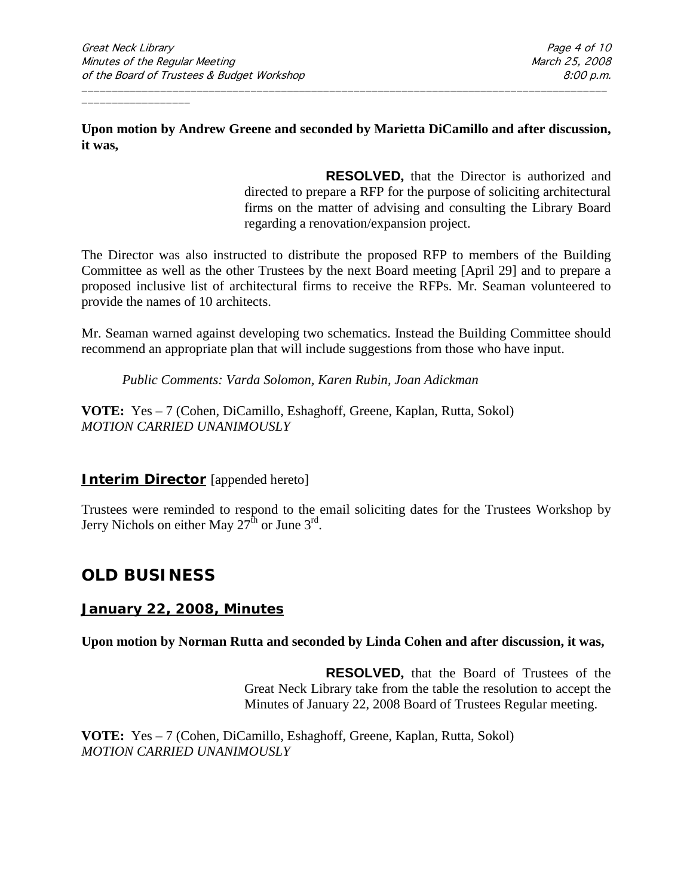**Upon motion by Andrew Greene and seconded by Marietta DiCamillo and after discussion, it was,**

> **RESOLVED,** that the Director is authorized and directed to prepare a RFP for the purpose of soliciting architectural firms on the matter of advising and consulting the Library Board regarding a renovation/expansion project.

The Director was also instructed to distribute the proposed RFP to members of the Building Committee as well as the other Trustees by the next Board meeting [April 29] and to prepare a proposed inclusive list of architectural firms to receive the RFPs. Mr. Seaman volunteered to provide the names of 10 architects.

Mr. Seaman warned against developing two schematics. Instead the Building Committee should recommend an appropriate plan that will include suggestions from those who have input.

*Public Comments: Varda Solomon, Karen Rubin, Joan Adickman*

**VOTE:** Yes – 7 (Cohen, DiCamillo, Eshaghoff, Greene, Kaplan, Rutta, Sokol)
*MOTION CARRIED UNANIMOUSLY*

### Interim Director [appended hereto]

Trustees were reminded to respond to the email soliciting dates for the Trustees Workshop by Jerry Nichols on either May 27th or June 3rd.

## OLD BUSINESS

### January 22, 2008, Minutes

**Upon motion by Norman Rutta and seconded by Linda Cohen and after discussion, it was,**

> **RESOLVED,** that the Board of Trustees of the Great Neck Library take from the table the resolution to accept the Minutes of January 22, 2008 Board of Trustees Regular meeting.

**VOTE:** Yes – 7 (Cohen, DiCamillo, Eshaghoff, Greene, Kaplan, Rutta, Sokol)
*MOTION CARRIED UNANIMOUSLY*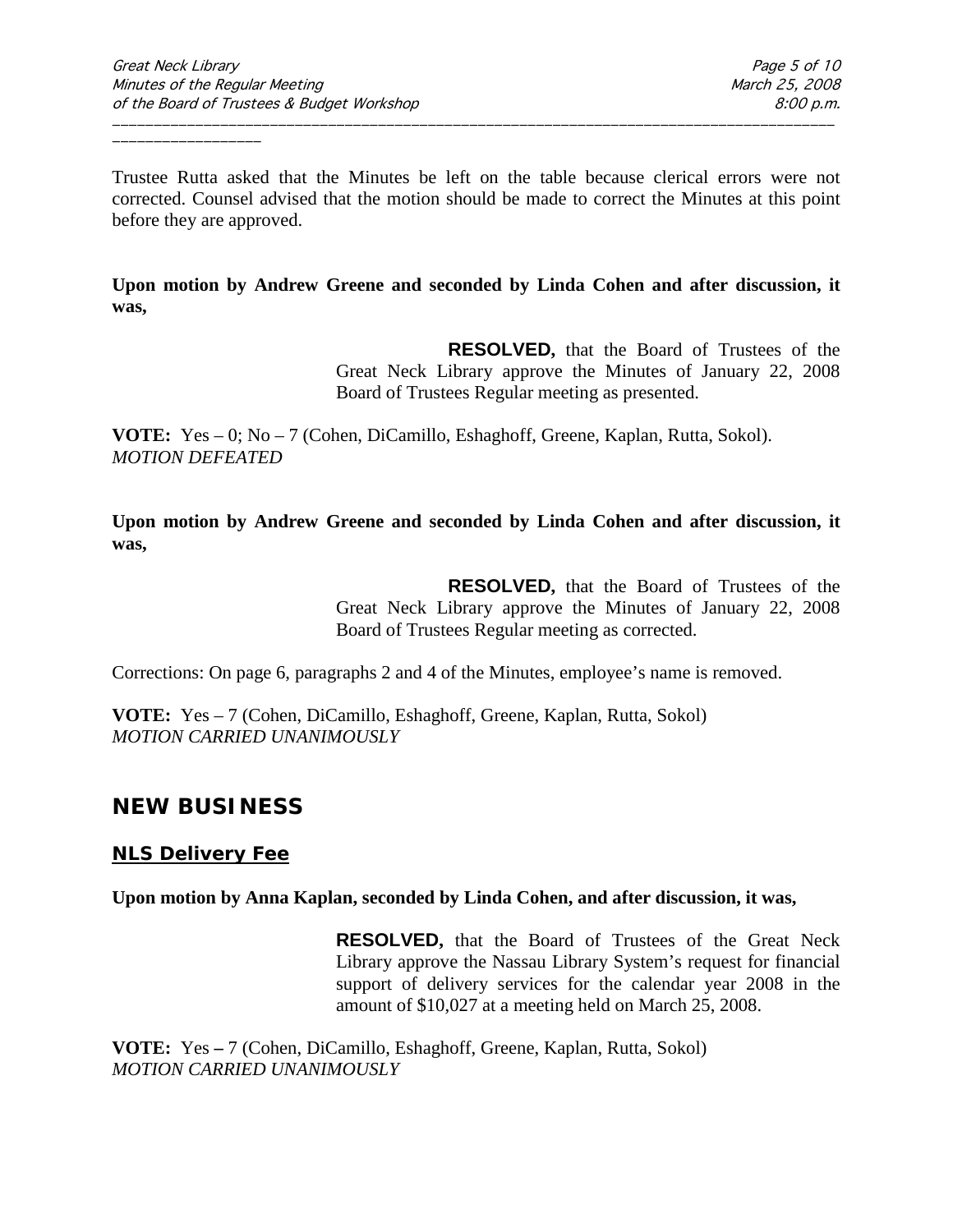Trustee Rutta asked that the Minutes be left on the table because clerical errors were not corrected. Counsel advised that the motion should be made to correct the Minutes at this point before they are approved.

**Upon motion by Andrew Greene and seconded by Linda Cohen and after discussion, it was,**

> **RESOLVED,** that the Board of Trustees of the Great Neck Library approve the Minutes of January 22, 2008 Board of Trustees Regular meeting as presented.

**VOTE:** Yes – 0; No – 7 (Cohen, DiCamillo, Eshaghoff, Greene, Kaplan, Rutta, Sokol).
*MOTION DEFEATED*

**Upon motion by Andrew Greene and seconded by Linda Cohen and after discussion, it was,**

> **RESOLVED,** that the Board of Trustees of the Great Neck Library approve the Minutes of January 22, 2008 Board of Trustees Regular meeting as corrected.

Corrections: On page 6, paragraphs 2 and 4 of the Minutes, employee's name is removed.

**VOTE:** Yes – 7 (Cohen, DiCamillo, Eshaghoff, Greene, Kaplan, Rutta, Sokol)
*MOTION CARRIED UNANIMOUSLY*

## NEW BUSINESS

### NLS Delivery Fee

**Upon motion by Anna Kaplan, seconded by Linda Cohen, and after discussion, it was,**

> **RESOLVED,** that the Board of Trustees of the Great Neck Library approve the Nassau Library System's request for financial support of delivery services for the calendar year 2008 in the amount of $10,027 at a meeting held on March 25, 2008.

**VOTE:** Yes **–** 7 (Cohen, DiCamillo, Eshaghoff, Greene, Kaplan, Rutta, Sokol)
*MOTION CARRIED UNANIMOUSLY*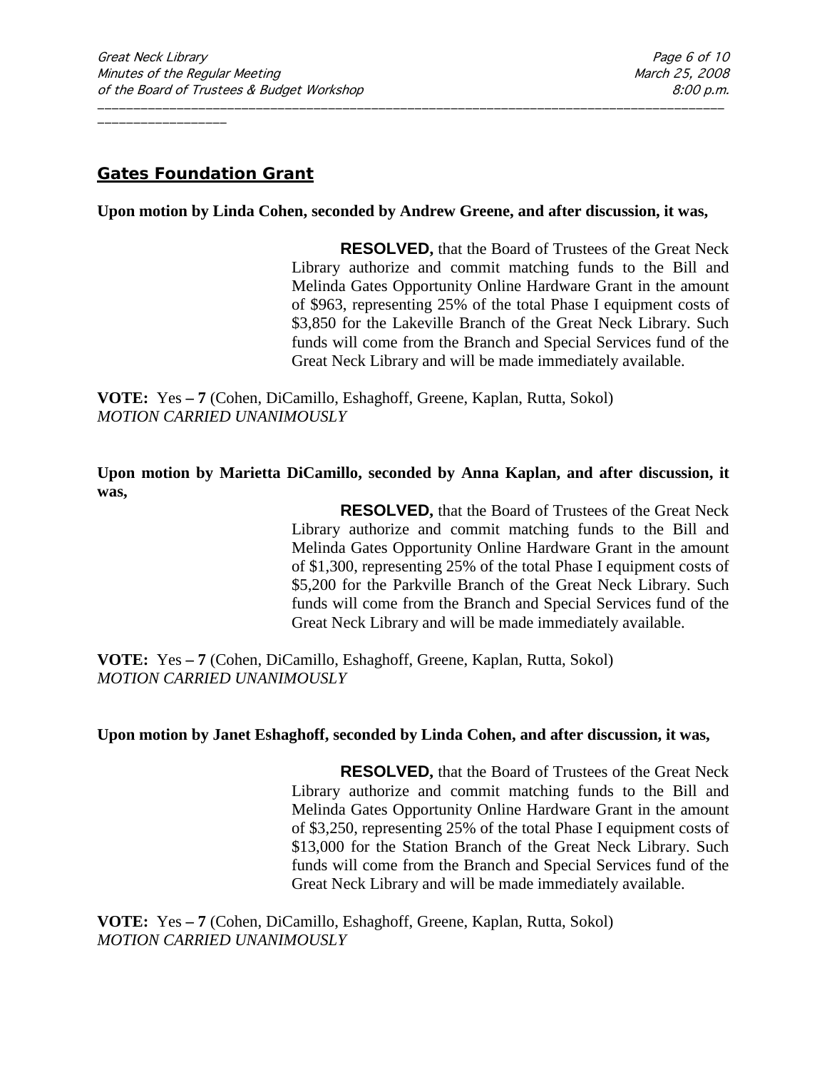## Gates Foundation Grant

**Upon motion by Linda Cohen, seconded by Andrew Greene, and after discussion, it was,**

> **RESOLVED,** that the Board of Trustees of the Great Neck Library authorize and commit matching funds to the Bill and Melinda Gates Opportunity Online Hardware Grant in the amount of $963, representing 25% of the total Phase I equipment costs of $3,850 for the Lakeville Branch of the Great Neck Library. Such funds will come from the Branch and Special Services fund of the Great Neck Library and will be made immediately available.

**VOTE:** Yes **– 7** (Cohen, DiCamillo, Eshaghoff, Greene, Kaplan, Rutta, Sokol)
*MOTION CARRIED UNANIMOUSLY*

**Upon motion by Marietta DiCamillo, seconded by Anna Kaplan, and after discussion, it was,**

> **RESOLVED,** that the Board of Trustees of the Great Neck Library authorize and commit matching funds to the Bill and Melinda Gates Opportunity Online Hardware Grant in the amount of $1,300, representing 25% of the total Phase I equipment costs of $5,200 for the Parkville Branch of the Great Neck Library. Such funds will come from the Branch and Special Services fund of the Great Neck Library and will be made immediately available.

**VOTE:** Yes **– 7** (Cohen, DiCamillo, Eshaghoff, Greene, Kaplan, Rutta, Sokol)
*MOTION CARRIED UNANIMOUSLY*

**Upon motion by Janet Eshaghoff, seconded by Linda Cohen, and after discussion, it was,**

> **RESOLVED,** that the Board of Trustees of the Great Neck Library authorize and commit matching funds to the Bill and Melinda Gates Opportunity Online Hardware Grant in the amount of $3,250, representing 25% of the total Phase I equipment costs of $13,000 for the Station Branch of the Great Neck Library. Such funds will come from the Branch and Special Services fund of the Great Neck Library and will be made immediately available.

**VOTE:** Yes **– 7** (Cohen, DiCamillo, Eshaghoff, Greene, Kaplan, Rutta, Sokol)
*MOTION CARRIED UNANIMOUSLY*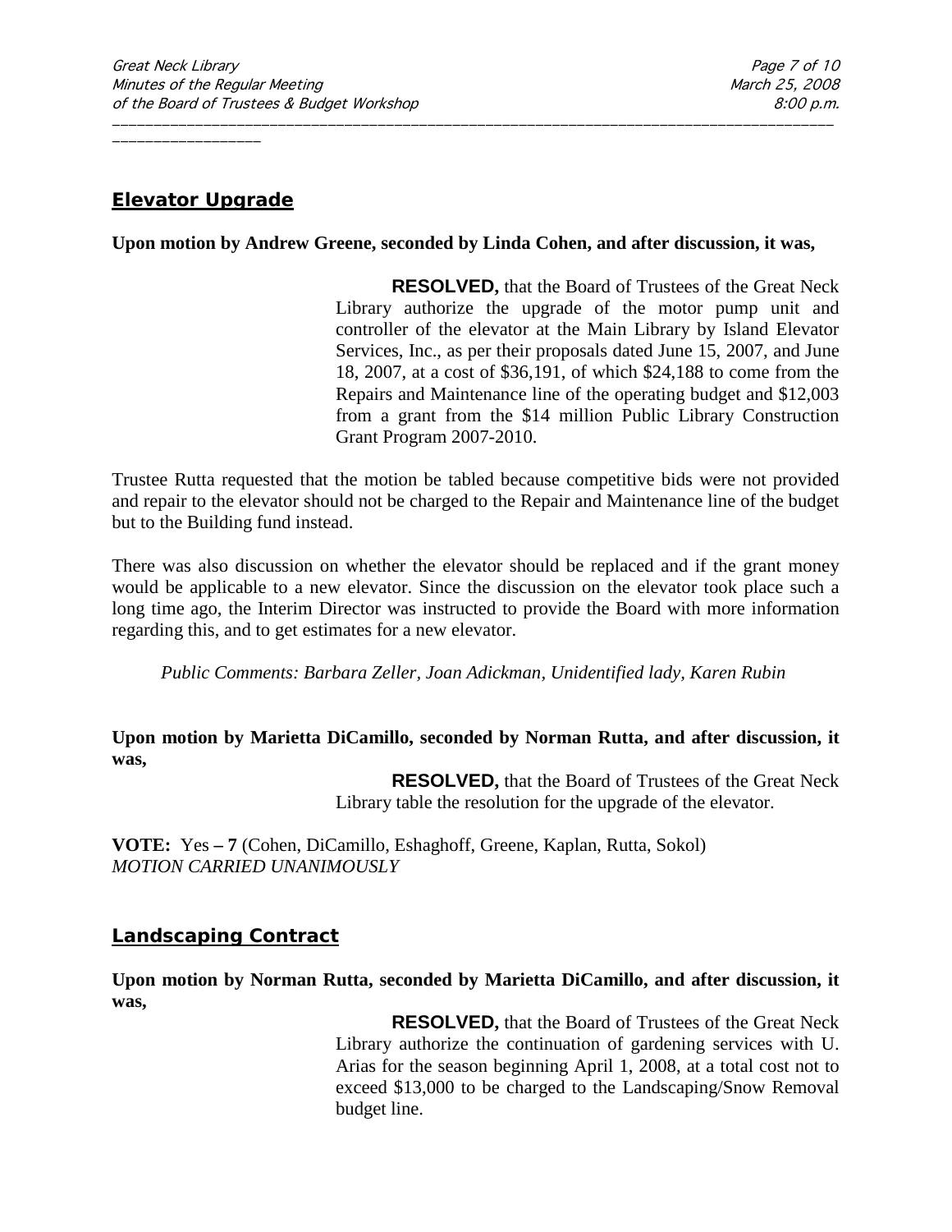## Elevator Upgrade

**Upon motion by Andrew Greene, seconded by Linda Cohen, and after discussion, it was,**

> **RESOLVED,** that the Board of Trustees of the Great Neck Library authorize the upgrade of the motor pump unit and controller of the elevator at the Main Library by Island Elevator Services, Inc., as per their proposals dated June 15, 2007, and June 18, 2007, at a cost of $36,191, of which $24,188 to come from the Repairs and Maintenance line of the operating budget and $12,003 from a grant from the $14 million Public Library Construction Grant Program 2007-2010.

Trustee Rutta requested that the motion be tabled because competitive bids were not provided and repair to the elevator should not be charged to the Repair and Maintenance line of the budget but to the Building fund instead.

There was also discussion on whether the elevator should be replaced and if the grant money would be applicable to a new elevator. Since the discussion on the elevator took place such a long time ago, the Interim Director was instructed to provide the Board with more information regarding this, and to get estimates for a new elevator.

*Public Comments: Barbara Zeller, Joan Adickman, Unidentified lady, Karen Rubin*

**Upon motion by Marietta DiCamillo, seconded by Norman Rutta, and after discussion, it was,**

> **RESOLVED,** that the Board of Trustees of the Great Neck Library table the resolution for the upgrade of the elevator.

**VOTE:** Yes **– 7** (Cohen, DiCamillo, Eshaghoff, Greene, Kaplan, Rutta, Sokol)
*MOTION CARRIED UNANIMOUSLY*

## Landscaping Contract

**Upon motion by Norman Rutta, seconded by Marietta DiCamillo, and after discussion, it was,**

> **RESOLVED,** that the Board of Trustees of the Great Neck Library authorize the continuation of gardening services with U. Arias for the season beginning April 1, 2008, at a total cost not to exceed $13,000 to be charged to the Landscaping/Snow Removal budget line.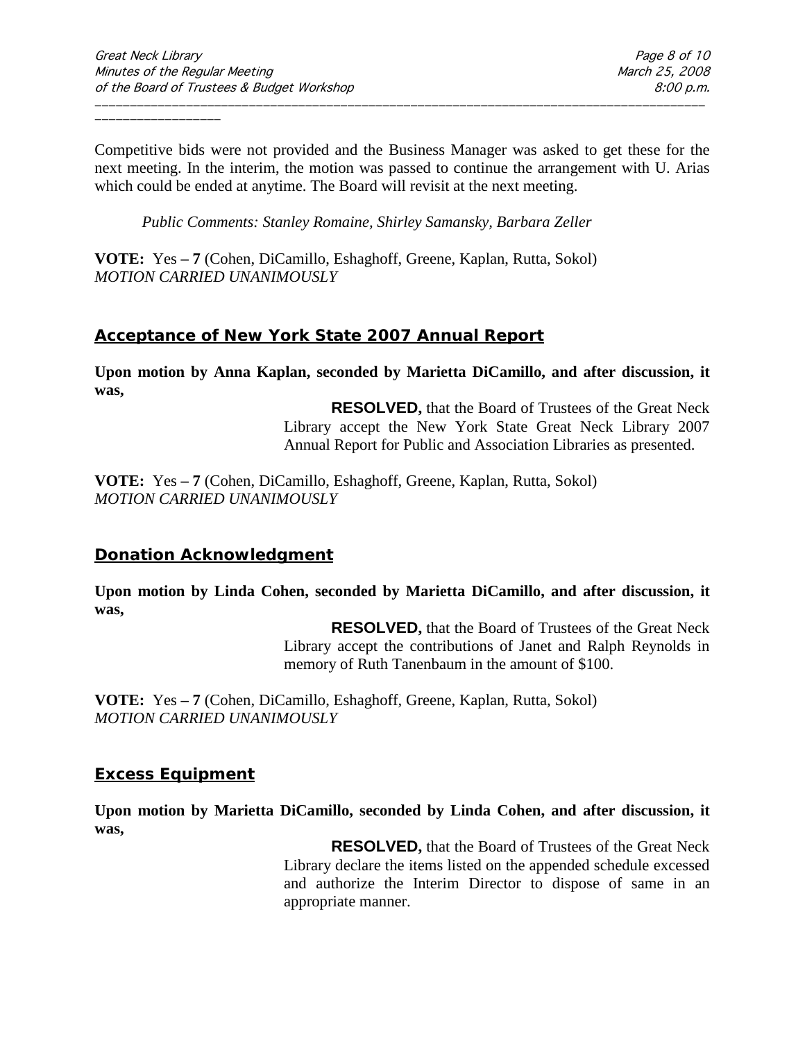Competitive bids were not provided and the Business Manager was asked to get these for the next meeting. In the interim, the motion was passed to continue the arrangement with U. Arias which could be ended at anytime. The Board will revisit at the next meeting.

*Public Comments: Stanley Romaine, Shirley Samansky, Barbara Zeller*

**VOTE:** Yes **– 7** (Cohen, DiCamillo, Eshaghoff, Greene, Kaplan, Rutta, Sokol)
*MOTION CARRIED UNANIMOUSLY*

## Acceptance of New York State 2007 Annual Report

**Upon motion by Anna Kaplan, seconded by Marietta DiCamillo, and after discussion, it was,**

> **RESOLVED,** that the Board of Trustees of the Great Neck Library accept the New York State Great Neck Library 2007 Annual Report for Public and Association Libraries as presented.

**VOTE:** Yes **– 7** (Cohen, DiCamillo, Eshaghoff, Greene, Kaplan, Rutta, Sokol)
*MOTION CARRIED UNANIMOUSLY*

## Donation Acknowledgment

**Upon motion by Linda Cohen, seconded by Marietta DiCamillo, and after discussion, it was,**

> **RESOLVED,** that the Board of Trustees of the Great Neck Library accept the contributions of Janet and Ralph Reynolds in memory of Ruth Tanenbaum in the amount of $100.

**VOTE:** Yes **– 7** (Cohen, DiCamillo, Eshaghoff, Greene, Kaplan, Rutta, Sokol)
*MOTION CARRIED UNANIMOUSLY*

## Excess Equipment

**Upon motion by Marietta DiCamillo, seconded by Linda Cohen, and after discussion, it was,**

> **RESOLVED,** that the Board of Trustees of the Great Neck Library declare the items listed on the appended schedule excessed and authorize the Interim Director to dispose of same in an appropriate manner.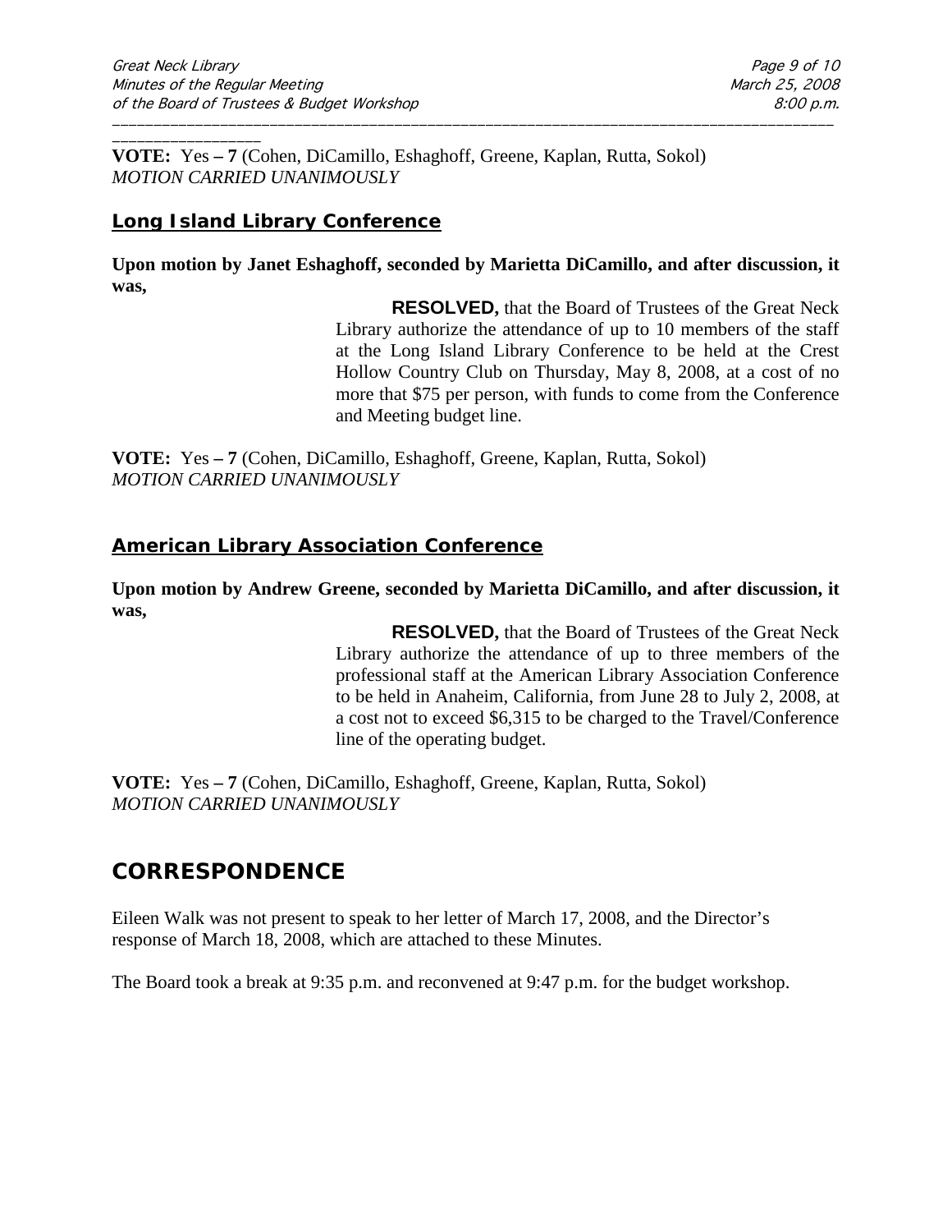**VOTE:** Yes **– 7** (Cohen, DiCamillo, Eshaghoff, Greene, Kaplan, Rutta, Sokol)
*MOTION CARRIED UNANIMOUSLY*

## Long Island Library Conference

**Upon motion by Janet Eshaghoff, seconded by Marietta DiCamillo, and after discussion, it was,**

> **RESOLVED,** that the Board of Trustees of the Great Neck Library authorize the attendance of up to 10 members of the staff at the Long Island Library Conference to be held at the Crest Hollow Country Club on Thursday, May 8, 2008, at a cost of no more that $75 per person, with funds to come from the Conference and Meeting budget line.

**VOTE:** Yes **– 7** (Cohen, DiCamillo, Eshaghoff, Greene, Kaplan, Rutta, Sokol)
*MOTION CARRIED UNANIMOUSLY*

## American Library Association Conference

**Upon motion by Andrew Greene, seconded by Marietta DiCamillo, and after discussion, it was,**

> **RESOLVED,** that the Board of Trustees of the Great Neck Library authorize the attendance of up to three members of the professional staff at the American Library Association Conference to be held in Anaheim, California, from June 28 to July 2, 2008, at a cost not to exceed $6,315 to be charged to the Travel/Conference line of the operating budget.

**VOTE:** Yes **– 7** (Cohen, DiCamillo, Eshaghoff, Greene, Kaplan, Rutta, Sokol)
*MOTION CARRIED UNANIMOUSLY*

# CORRESPONDENCE

Eileen Walk was not present to speak to her letter of March 17, 2008, and the Director's response of March 18, 2008, which are attached to these Minutes.

The Board took a break at 9:35 p.m. and reconvened at 9:47 p.m. for the budget workshop.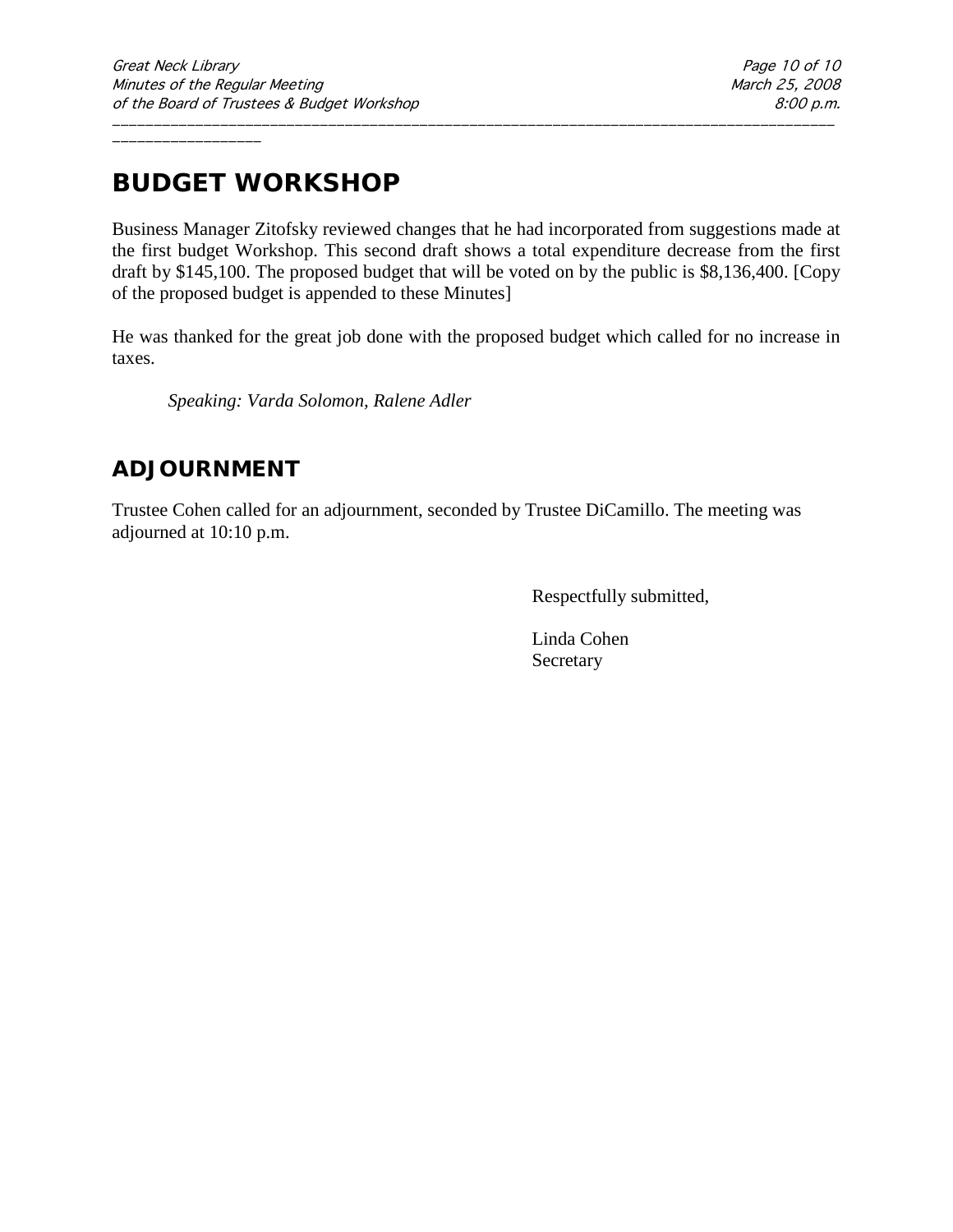## BUDGET WORKSHOP

Business Manager Zitofsky reviewed changes that he had incorporated from suggestions made at the first budget Workshop. This second draft shows a total expenditure decrease from the first draft by $145,100. The proposed budget that will be voted on by the public is $8,136,400. [Copy of the proposed budget is appended to these Minutes]

He was thanked for the great job done with the proposed budget which called for no increase in taxes.

*Speaking: Varda Solomon, Ralene Adler*

## ADJOURNMENT

Trustee Cohen called for an adjournment, seconded by Trustee DiCamillo. The meeting was adjourned at 10:10 p.m.

Respectfully submitted,

Linda Cohen
Secretary